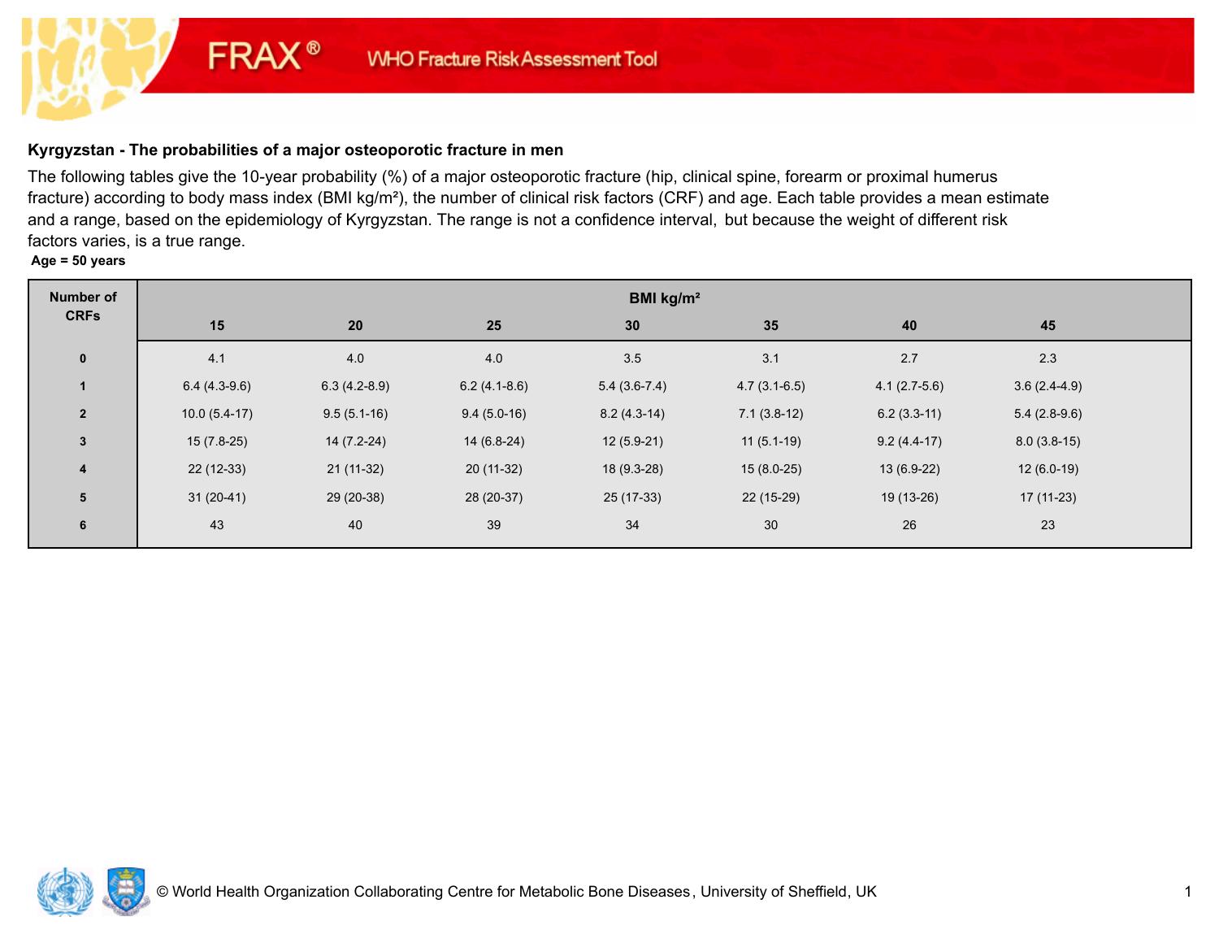FRAX® WHO Fracture Risk Assessment Tool

**Kyrgyzstan - The probabilities of a major osteoporotic fracture in men**

The following tables give the 10-year probability (%) of a major osteoporotic fracture (hip, clinical spine, forearm or proximal humerus fracture) according to body mass index (BMI kg/m²), the number of clinical risk factors (CRF) and age. Each table provides a mean estimate and a range, based on the epidemiology of Kyrgyzstan. The range is not a confidence interval, but because the weight of different risk factors varies, is a true range.

**Age = 50 years**

| Number of CRFs | BMI kg/m² | | | | | | |
|---|---|---|---|---|---|---|---|
| | 15 | 20 | 25 | 30 | 35 | 40 | 45 |
| 0 | 4.1 | 4.0 | 4.0 | 3.5 | 3.1 | 2.7 | 2.3 |
| 1 | 6.4 (4.3-9.6) | 6.3 (4.2-8.9) | 6.2 (4.1-8.6) | 5.4 (3.6-7.4) | 4.7 (3.1-6.5) | 4.1 (2.7-5.6) | 3.6 (2.4-4.9) |
| 2 | 10.0 (5.4-17) | 9.5 (5.1-16) | 9.4 (5.0-16) | 8.2 (4.3-14) | 7.1 (3.8-12) | 6.2 (3.3-11) | 5.4 (2.8-9.6) |
| 3 | 15 (7.8-25) | 14 (7.2-24) | 14 (6.8-24) | 12 (5.9-21) | 11 (5.1-19) | 9.2 (4.4-17) | 8.0 (3.8-15) |
| 4 | 22 (12-33) | 21 (11-32) | 20 (11-32) | 18 (9.3-28) | 15 (8.0-25) | 13 (6.9-22) | 12 (6.0-19) |
| 5 | 31 (20-41) | 29 (20-38) | 28 (20-37) | 25 (17-33) | 22 (15-29) | 19 (13-26) | 17 (11-23) |
| 6 | 43 | 40 | 39 | 34 | 30 | 26 | 23 |

© World Health Organization Collaborating Centre for Metabolic Bone Diseases, University of Sheffield, UK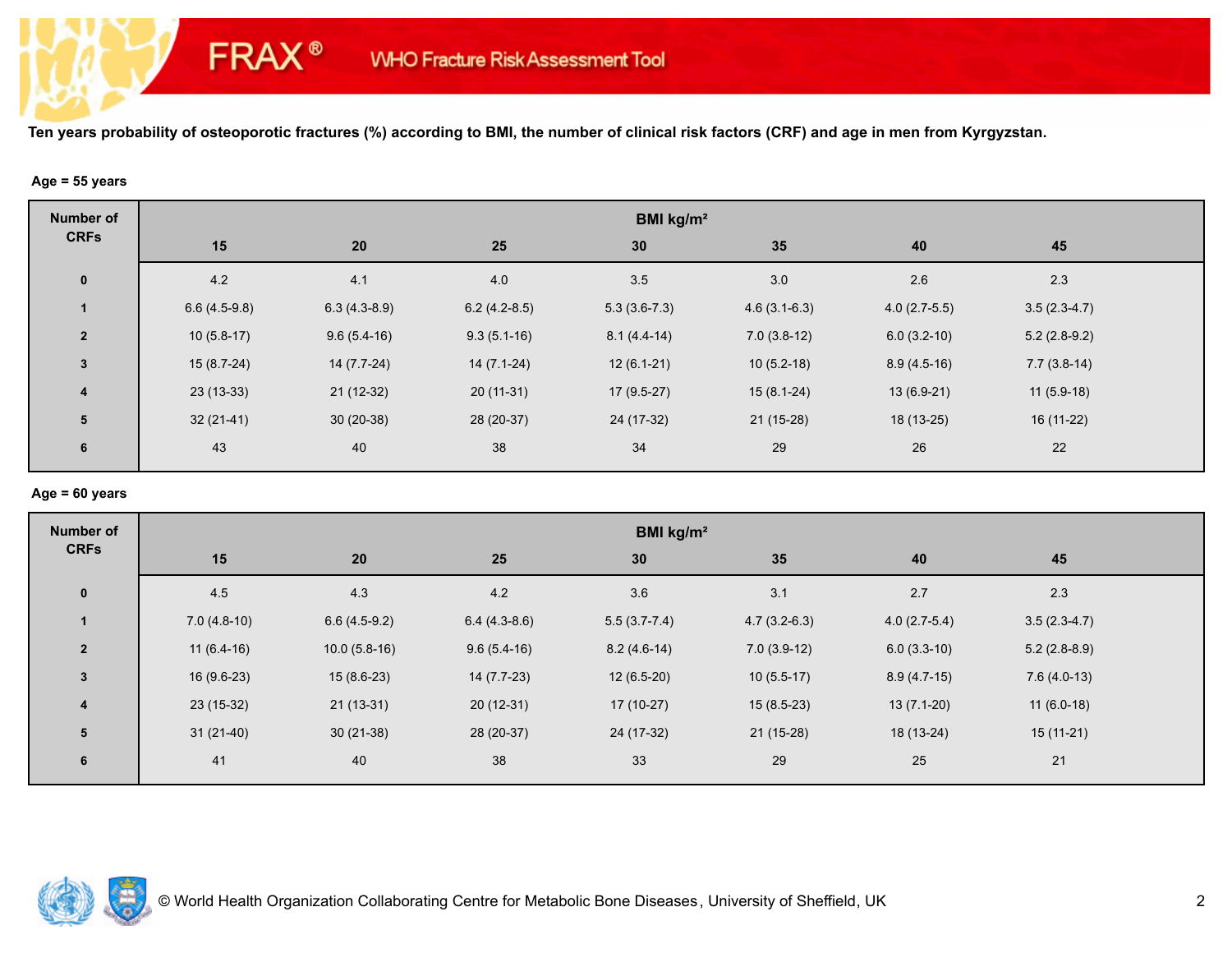FRAX® WHO Fracture Risk Assessment Tool

**Ten years probability of osteoporotic fractures (%) according to BMI, the number of clinical risk factors (CRF) and age in men from Kyrgyzstan.**

**Age = 55 years**

| Number of CRFs | BMI kg/m² | | | | | | |
|---|---|---|---|---|---|---|---|
| | 15 | 20 | 25 | 30 | 35 | 40 | 45 |
| 0 | 4.2 | 4.1 | 4.0 | 3.5 | 3.0 | 2.6 | 2.3 |
| 1 | 6.6 (4.5-9.8) | 6.3 (4.3-8.9) | 6.2 (4.2-8.5) | 5.3 (3.6-7.3) | 4.6 (3.1-6.3) | 4.0 (2.7-5.5) | 3.5 (2.3-4.7) |
| 2 | 10 (5.8-17) | 9.6 (5.4-16) | 9.3 (5.1-16) | 8.1 (4.4-14) | 7.0 (3.8-12) | 6.0 (3.2-10) | 5.2 (2.8-9.2) |
| 3 | 15 (8.7-24) | 14 (7.7-24) | 14 (7.1-24) | 12 (6.1-21) | 10 (5.2-18) | 8.9 (4.5-16) | 7.7 (3.8-14) |
| 4 | 23 (13-33) | 21 (12-32) | 20 (11-31) | 17 (9.5-27) | 15 (8.1-24) | 13 (6.9-21) | 11 (5.9-18) |
| 5 | 32 (21-41) | 30 (20-38) | 28 (20-37) | 24 (17-32) | 21 (15-28) | 18 (13-25) | 16 (11-22) |
| 6 | 43 | 40 | 38 | 34 | 29 | 26 | 22 |

**Age = 60 years**

| Number of CRFs | BMI kg/m² | | | | | | |
|---|---|---|---|---|---|---|---|
| | 15 | 20 | 25 | 30 | 35 | 40 | 45 |
| 0 | 4.5 | 4.3 | 4.2 | 3.6 | 3.1 | 2.7 | 2.3 |
| 1 | 7.0 (4.8-10) | 6.6 (4.5-9.2) | 6.4 (4.3-8.6) | 5.5 (3.7-7.4) | 4.7 (3.2-6.3) | 4.0 (2.7-5.4) | 3.5 (2.3-4.7) |
| 2 | 11 (6.4-16) | 10.0 (5.8-16) | 9.6 (5.4-16) | 8.2 (4.6-14) | 7.0 (3.9-12) | 6.0 (3.3-10) | 5.2 (2.8-8.9) |
| 3 | 16 (9.6-23) | 15 (8.6-23) | 14 (7.7-23) | 12 (6.5-20) | 10 (5.5-17) | 8.9 (4.7-15) | 7.6 (4.0-13) |
| 4 | 23 (15-32) | 21 (13-31) | 20 (12-31) | 17 (10-27) | 15 (8.5-23) | 13 (7.1-20) | 11 (6.0-18) |
| 5 | 31 (21-40) | 30 (21-38) | 28 (20-37) | 24 (17-32) | 21 (15-28) | 18 (13-24) | 15 (11-21) |
| 6 | 41 | 40 | 38 | 33 | 29 | 25 | 21 |

© World Health Organization Collaborating Centre for Metabolic Bone Diseases, University of Sheffield, UK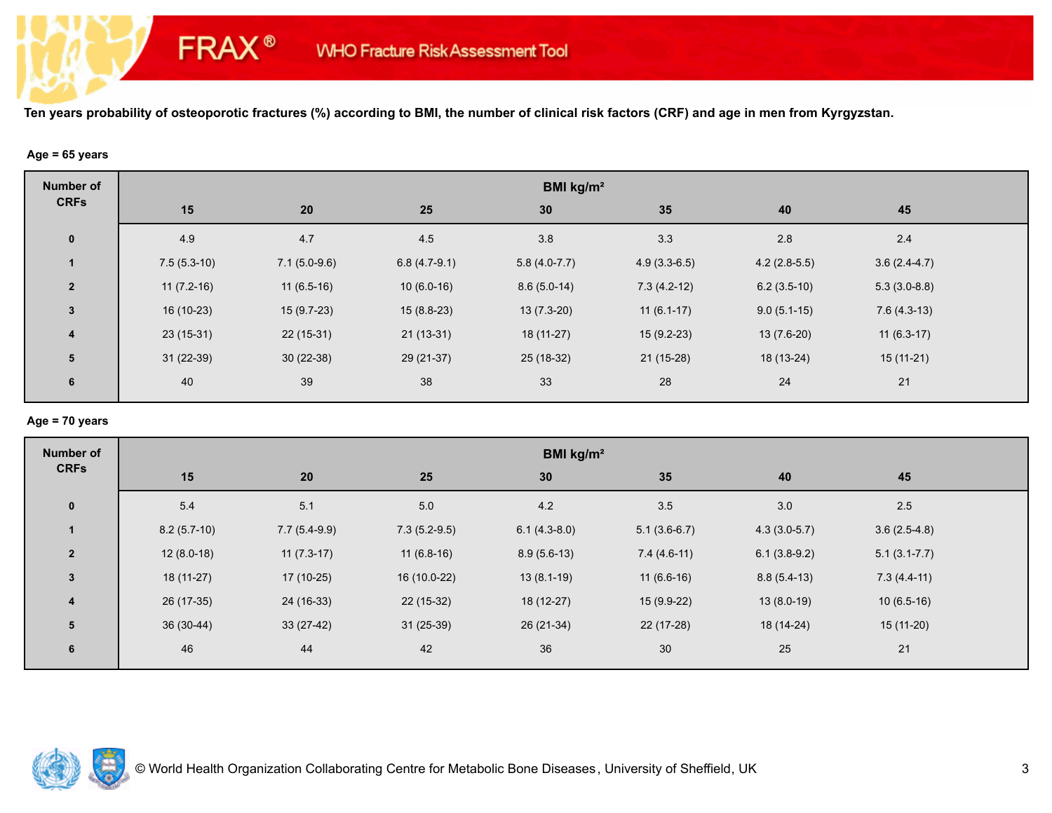FRAX® WHO Fracture Risk Assessment Tool

**Ten years probability of osteoporotic fractures (%) according to BMI, the number of clinical risk factors (CRF) and age in men from Kyrgyzstan.**

**Age = 65 years**

| Number of CRFs | BMI kg/m² | | | | | | |
|---|---|---|---|---|---|---|---|
| | 15 | 20 | 25 | 30 | 35 | 40 | 45 |
| 0 | 4.9 | 4.7 | 4.5 | 3.8 | 3.3 | 2.8 | 2.4 |
| 1 | 7.5 (5.3-10) | 7.1 (5.0-9.6) | 6.8 (4.7-9.1) | 5.8 (4.0-7.7) | 4.9 (3.3-6.5) | 4.2 (2.8-5.5) | 3.6 (2.4-4.7) |
| 2 | 11 (7.2-16) | 11 (6.5-16) | 10 (6.0-16) | 8.6 (5.0-14) | 7.3 (4.2-12) | 6.2 (3.5-10) | 5.3 (3.0-8.8) |
| 3 | 16 (10-23) | 15 (9.7-23) | 15 (8.8-23) | 13 (7.3-20) | 11 (6.1-17) | 9.0 (5.1-15) | 7.6 (4.3-13) |
| 4 | 23 (15-31) | 22 (15-31) | 21 (13-31) | 18 (11-27) | 15 (9.2-23) | 13 (7.6-20) | 11 (6.3-17) |
| 5 | 31 (22-39) | 30 (22-38) | 29 (21-37) | 25 (18-32) | 21 (15-28) | 18 (13-24) | 15 (11-21) |
| 6 | 40 | 39 | 38 | 33 | 28 | 24 | 21 |

**Age = 70 years**

| Number of CRFs | BMI kg/m² | | | | | | |
|---|---|---|---|---|---|---|---|
| | 15 | 20 | 25 | 30 | 35 | 40 | 45 |
| 0 | 5.4 | 5.1 | 5.0 | 4.2 | 3.5 | 3.0 | 2.5 |
| 1 | 8.2 (5.7-10) | 7.7 (5.4-9.9) | 7.3 (5.2-9.5) | 6.1 (4.3-8.0) | 5.1 (3.6-6.7) | 4.3 (3.0-5.7) | 3.6 (2.5-4.8) |
| 2 | 12 (8.0-18) | 11 (7.3-17) | 11 (6.8-16) | 8.9 (5.6-13) | 7.4 (4.6-11) | 6.1 (3.8-9.2) | 5.1 (3.1-7.7) |
| 3 | 18 (11-27) | 17 (10-25) | 16 (10.0-22) | 13 (8.1-19) | 11 (6.6-16) | 8.8 (5.4-13) | 7.3 (4.4-11) |
| 4 | 26 (17-35) | 24 (16-33) | 22 (15-32) | 18 (12-27) | 15 (9.9-22) | 13 (8.0-19) | 10 (6.5-16) |
| 5 | 36 (30-44) | 33 (27-42) | 31 (25-39) | 26 (21-34) | 22 (17-28) | 18 (14-24) | 15 (11-20) |
| 6 | 46 | 44 | 42 | 36 | 30 | 25 | 21 |

© World Health Organization Collaborating Centre for Metabolic Bone Diseases, University of Sheffield, UK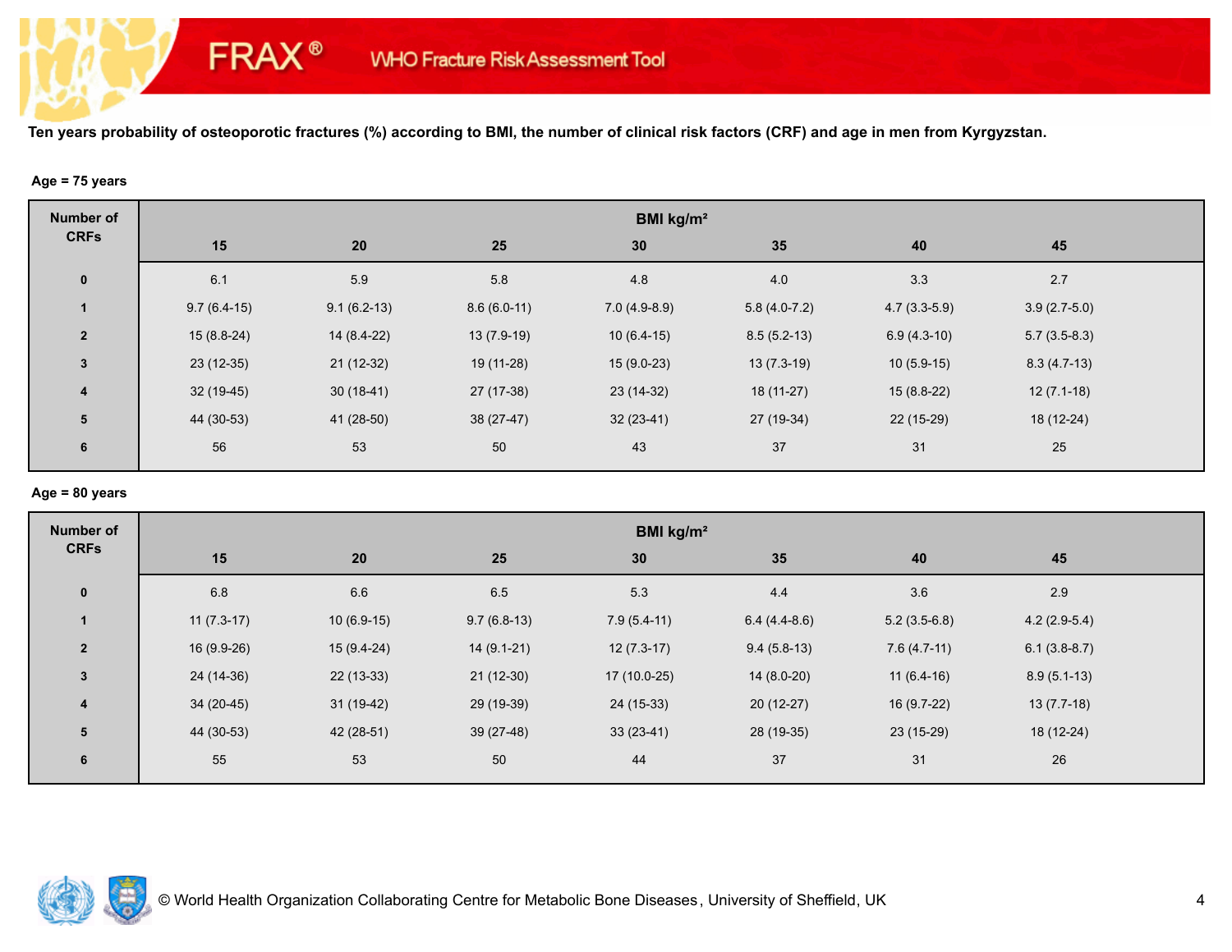FRAX® WHO Fracture Risk Assessment Tool

**Ten years probability of osteoporotic fractures (%) according to BMI, the number of clinical risk factors (CRF) and age in men from Kyrgyzstan.**

**Age = 75 years**

| Number of CRFs | BMI kg/m² | | | | | | |
|---|---|---|---|---|---|---|---|
| | 15 | 20 | 25 | 30 | 35 | 40 | 45 |
| 0 | 6.1 | 5.9 | 5.8 | 4.8 | 4.0 | 3.3 | 2.7 |
| 1 | 9.7 (6.4-15) | 9.1 (6.2-13) | 8.6 (6.0-11) | 7.0 (4.9-8.9) | 5.8 (4.0-7.2) | 4.7 (3.3-5.9) | 3.9 (2.7-5.0) |
| 2 | 15 (8.8-24) | 14 (8.4-22) | 13 (7.9-19) | 10 (6.4-15) | 8.5 (5.2-13) | 6.9 (4.3-10) | 5.7 (3.5-8.3) |
| 3 | 23 (12-35) | 21 (12-32) | 19 (11-28) | 15 (9.0-23) | 13 (7.3-19) | 10 (5.9-15) | 8.3 (4.7-13) |
| 4 | 32 (19-45) | 30 (18-41) | 27 (17-38) | 23 (14-32) | 18 (11-27) | 15 (8.8-22) | 12 (7.1-18) |
| 5 | 44 (30-53) | 41 (28-50) | 38 (27-47) | 32 (23-41) | 27 (19-34) | 22 (15-29) | 18 (12-24) |
| 6 | 56 | 53 | 50 | 43 | 37 | 31 | 25 |

**Age = 80 years**

| Number of CRFs | BMI kg/m² | | | | | | |
|---|---|---|---|---|---|---|---|
| | 15 | 20 | 25 | 30 | 35 | 40 | 45 |
| 0 | 6.8 | 6.6 | 6.5 | 5.3 | 4.4 | 3.6 | 2.9 |
| 1 | 11 (7.3-17) | 10 (6.9-15) | 9.7 (6.8-13) | 7.9 (5.4-11) | 6.4 (4.4-8.6) | 5.2 (3.5-6.8) | 4.2 (2.9-5.4) |
| 2 | 16 (9.9-26) | 15 (9.4-24) | 14 (9.1-21) | 12 (7.3-17) | 9.4 (5.8-13) | 7.6 (4.7-11) | 6.1 (3.8-8.7) |
| 3 | 24 (14-36) | 22 (13-33) | 21 (12-30) | 17 (10.0-25) | 14 (8.0-20) | 11 (6.4-16) | 8.9 (5.1-13) |
| 4 | 34 (20-45) | 31 (19-42) | 29 (19-39) | 24 (15-33) | 20 (12-27) | 16 (9.7-22) | 13 (7.7-18) |
| 5 | 44 (30-53) | 42 (28-51) | 39 (27-48) | 33 (23-41) | 28 (19-35) | 23 (15-29) | 18 (12-24) |
| 6 | 55 | 53 | 50 | 44 | 37 | 31 | 26 |

© World Health Organization Collaborating Centre for Metabolic Bone Diseases, University of Sheffield, UK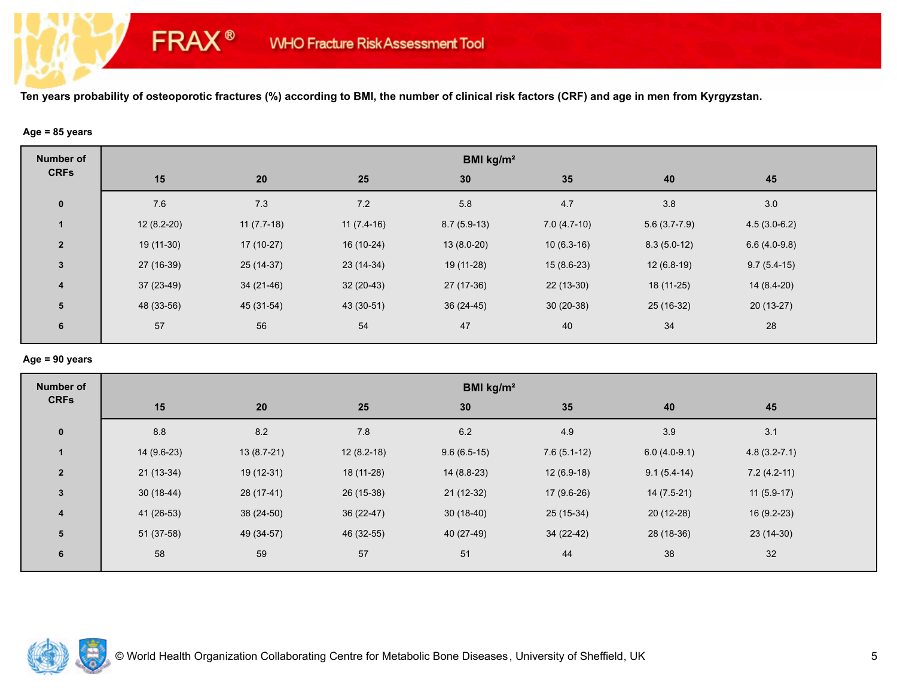FRAX® WHO Fracture Risk Assessment Tool

**Ten years probability of osteoporotic fractures (%) according to BMI, the number of clinical risk factors (CRF) and age in men from Kyrgyzstan.**

**Age = 85 years**

| Number of CRFs | BMI kg/m² | | | | | | |
|---|---|---|---|---|---|---|---|
| | 15 | 20 | 25 | 30 | 35 | 40 | 45 |
| 0 | 7.6 | 7.3 | 7.2 | 5.8 | 4.7 | 3.8 | 3.0 |
| 1 | 12 (8.2-20) | 11 (7.7-18) | 11 (7.4-16) | 8.7 (5.9-13) | 7.0 (4.7-10) | 5.6 (3.7-7.9) | 4.5 (3.0-6.2) |
| 2 | 19 (11-30) | 17 (10-27) | 16 (10-24) | 13 (8.0-20) | 10 (6.3-16) | 8.3 (5.0-12) | 6.6 (4.0-9.8) |
| 3 | 27 (16-39) | 25 (14-37) | 23 (14-34) | 19 (11-28) | 15 (8.6-23) | 12 (6.8-19) | 9.7 (5.4-15) |
| 4 | 37 (23-49) | 34 (21-46) | 32 (20-43) | 27 (17-36) | 22 (13-30) | 18 (11-25) | 14 (8.4-20) |
| 5 | 48 (33-56) | 45 (31-54) | 43 (30-51) | 36 (24-45) | 30 (20-38) | 25 (16-32) | 20 (13-27) |
| 6 | 57 | 56 | 54 | 47 | 40 | 34 | 28 |

**Age = 90 years**

| Number of CRFs | BMI kg/m² | | | | | | |
|---|---|---|---|---|---|---|---|
| | 15 | 20 | 25 | 30 | 35 | 40 | 45 |
| 0 | 8.8 | 8.2 | 7.8 | 6.2 | 4.9 | 3.9 | 3.1 |
| 1 | 14 (9.6-23) | 13 (8.7-21) | 12 (8.2-18) | 9.6 (6.5-15) | 7.6 (5.1-12) | 6.0 (4.0-9.1) | 4.8 (3.2-7.1) |
| 2 | 21 (13-34) | 19 (12-31) | 18 (11-28) | 14 (8.8-23) | 12 (6.9-18) | 9.1 (5.4-14) | 7.2 (4.2-11) |
| 3 | 30 (18-44) | 28 (17-41) | 26 (15-38) | 21 (12-32) | 17 (9.6-26) | 14 (7.5-21) | 11 (5.9-17) |
| 4 | 41 (26-53) | 38 (24-50) | 36 (22-47) | 30 (18-40) | 25 (15-34) | 20 (12-28) | 16 (9.2-23) |
| 5 | 51 (37-58) | 49 (34-57) | 46 (32-55) | 40 (27-49) | 34 (22-42) | 28 (18-36) | 23 (14-30) |
| 6 | 58 | 59 | 57 | 51 | 44 | 38 | 32 |

© World Health Organization Collaborating Centre for Metabolic Bone Diseases, University of Sheffield, UK